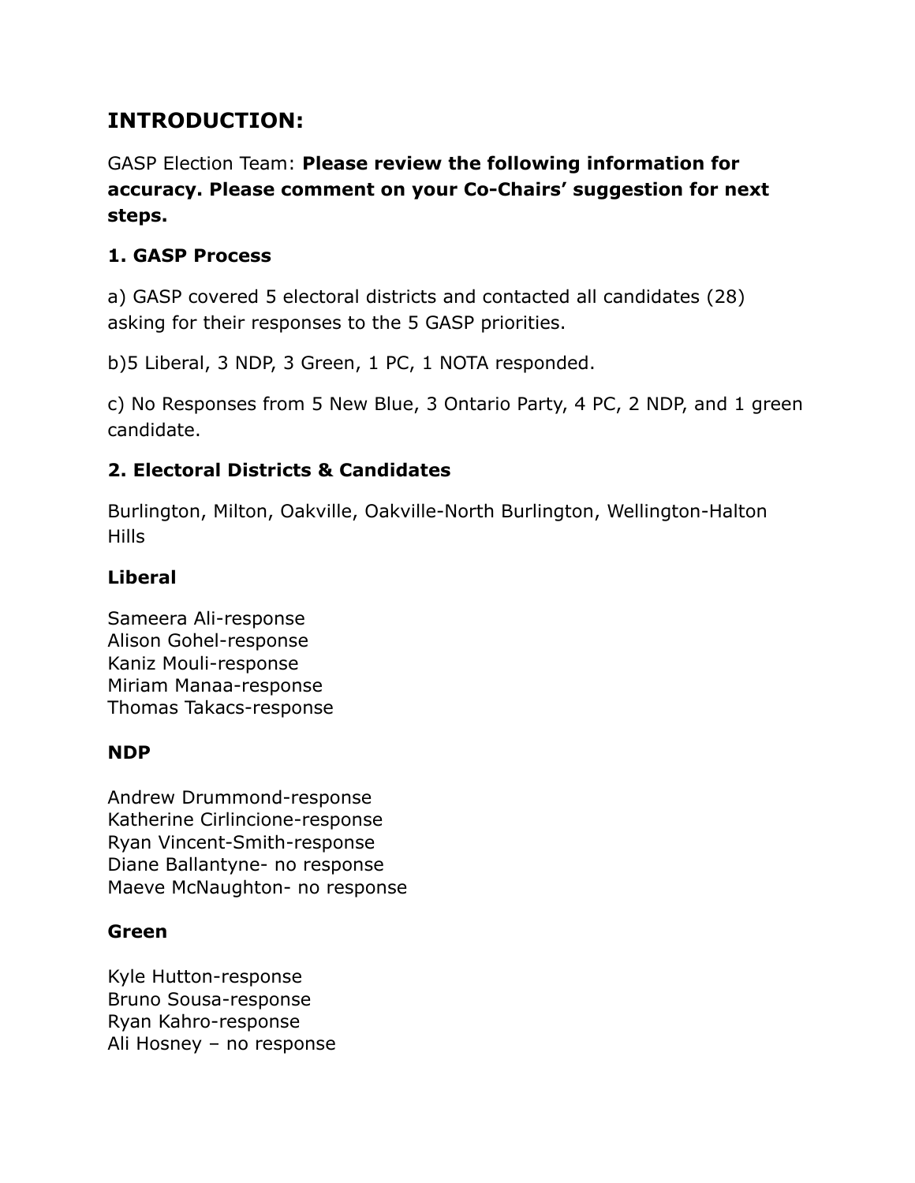## INTRODUCTION:

GASP Election Team: **Please review the following information for accuracy. Please comment on your Co-Chairs' suggestion for next steps.**

### 1. GASP Process

a) GASP covered 5 electoral districts and contacted all candidates (28) asking for their responses to the 5 GASP priorities.

b)5 Liberal, 3 NDP, 3 Green, 1 PC, 1 NOTA responded.

c) No Responses from 5 New Blue, 3 Ontario Party, 4 PC, 2 NDP, and 1 green candidate.

### 2. Electoral Districts & Candidates

Burlington, Milton, Oakville, Oakville-North Burlington, Wellington-Halton Hills

**Liberal**

Sameera Ali-response
Alison Gohel-response
Kaniz Mouli-response
Miriam Manaa-response
Thomas Takacs-response

**NDP**

Andrew Drummond-response
Katherine Cirlincione-response
Ryan Vincent-Smith-response
Diane Ballantyne- no response
Maeve McNaughton- no response

**Green**

Kyle Hutton-response
Bruno Sousa-response
Ryan Kahro-response
Ali Hosney – no response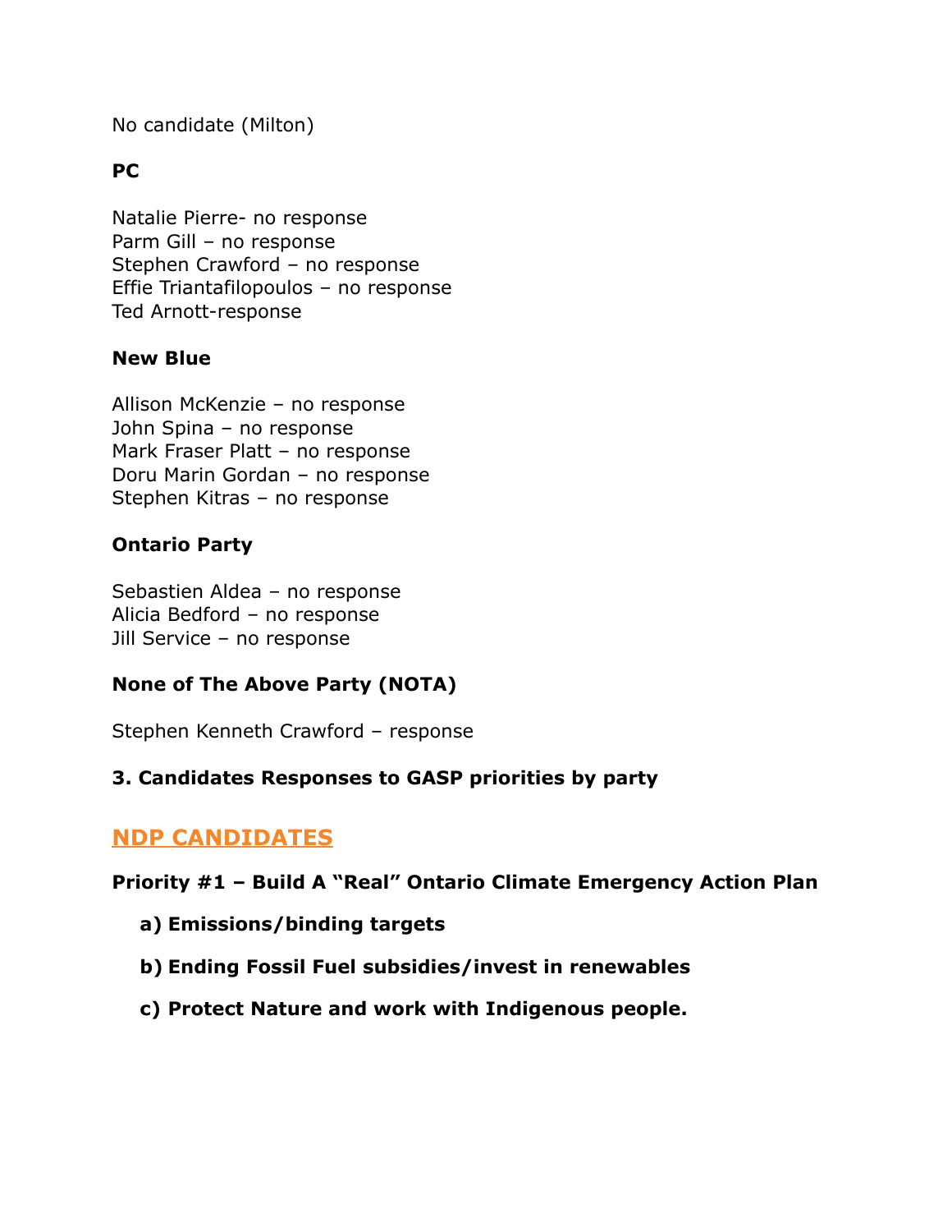No candidate (Milton)

**PC**

Natalie Pierre- no response
Parm Gill – no response
Stephen Crawford – no response
Effie Triantafilopoulos – no response
Ted Arnott-response

**New Blue**

Allison McKenzie – no response
John Spina – no response
Mark Fraser Platt – no response
Doru Marin Gordan – no response
Stephen Kitras – no response

**Ontario Party**

Sebastien Aldea – no response
Alicia Bedford – no response
Jill Service – no response

**None of The Above Party (NOTA)**

Stephen Kenneth Crawford – response

### 3. Candidates Responses to GASP priorities by party

## NDP CANDIDATES

**Priority #1 – Build A "Real" Ontario Climate Emergency Action Plan**

a) **Emissions/binding targets**

b) **Ending Fossil Fuel subsidies/invest in renewables**

c) **Protect Nature and work with Indigenous people.**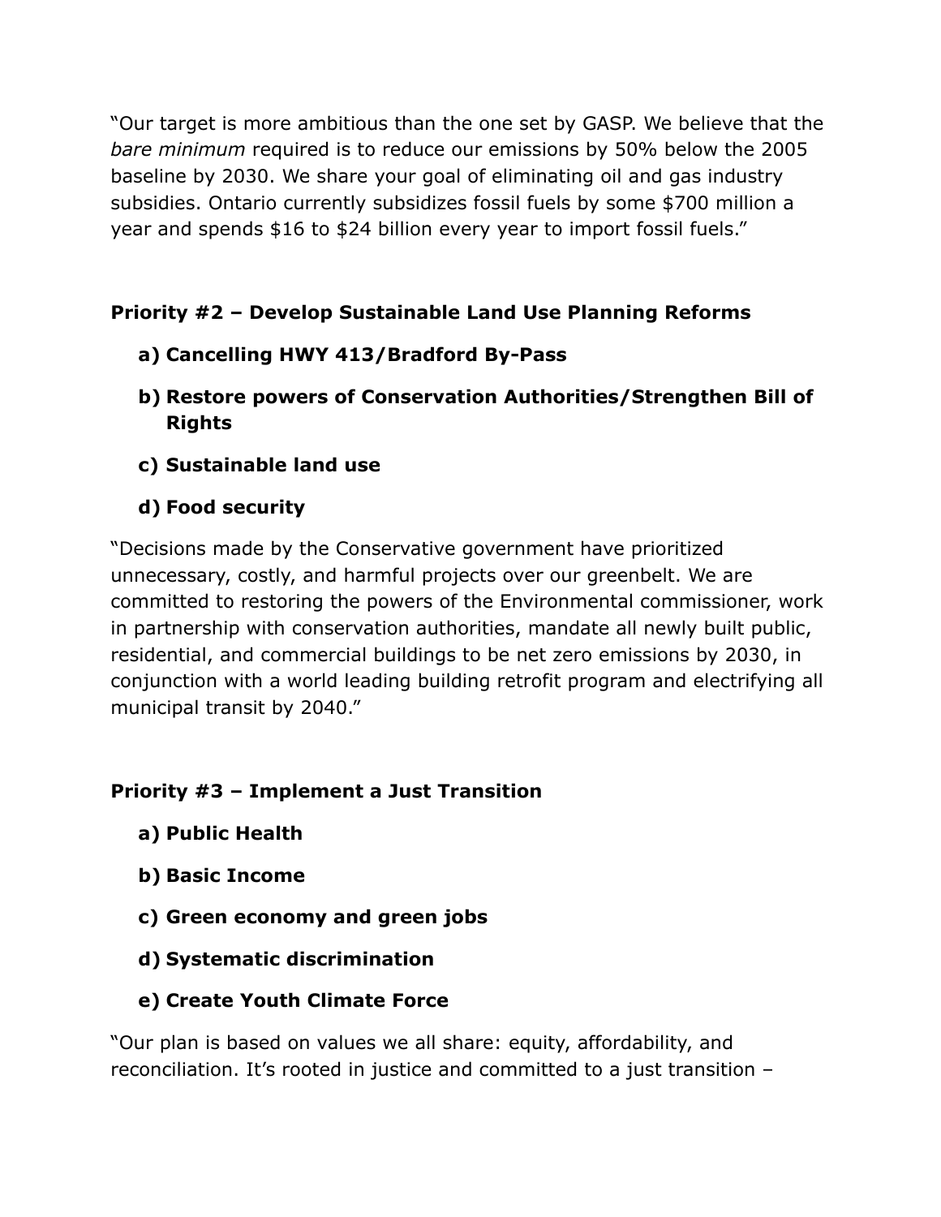"Our target is more ambitious than the one set by GASP. We believe that the *bare minimum* required is to reduce our emissions by 50% below the 2005 baseline by 2030. We share your goal of eliminating oil and gas industry subsidies. Ontario currently subsidizes fossil fuels by some $700 million a year and spends $16 to $24 billion every year to import fossil fuels."

**Priority #2 – Develop Sustainable Land Use Planning Reforms**

a) **Cancelling HWY 413/Bradford By-Pass**
b) **Restore powers of Conservation Authorities/Strengthen Bill of Rights**
c) **Sustainable land use**
d) **Food security**

"Decisions made by the Conservative government have prioritized unnecessary, costly, and harmful projects over our greenbelt. We are committed to restoring the powers of the Environmental commissioner, work in partnership with conservation authorities, mandate all newly built public, residential, and commercial buildings to be net zero emissions by 2030, in conjunction with a world leading building retrofit program and electrifying all municipal transit by 2040."

**Priority #3 – Implement a Just Transition**

a) **Public Health**
b) **Basic Income**
c) **Green economy and green jobs**
d) **Systematic discrimination**
e) **Create Youth Climate Force**

"Our plan is based on values we all share: equity, affordability, and reconciliation. It's rooted in justice and committed to a just transition –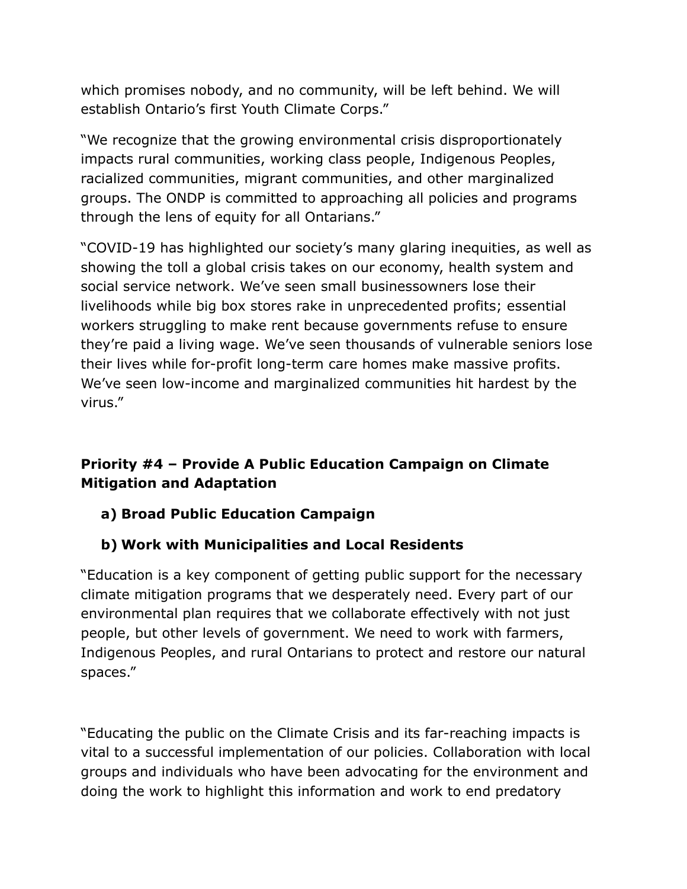which promises nobody, and no community, will be left behind. We will establish Ontario's first Youth Climate Corps."

"We recognize that the growing environmental crisis disproportionately impacts rural communities, working class people, Indigenous Peoples, racialized communities, migrant communities, and other marginalized groups. The ONDP is committed to approaching all policies and programs through the lens of equity for all Ontarians."

"COVID-19 has highlighted our society's many glaring inequities, as well as showing the toll a global crisis takes on our economy, health system and social service network. We've seen small businessowners lose their livelihoods while big box stores rake in unprecedented profits; essential workers struggling to make rent because governments refuse to ensure they're paid a living wage. We've seen thousands of vulnerable seniors lose their lives while for-profit long-term care homes make massive profits. We've seen low-income and marginalized communities hit hardest by the virus."

## Priority #4 – Provide A Public Education Campaign on Climate Mitigation and Adaptation

### a) Broad Public Education Campaign

### b) Work with Municipalities and Local Residents

"Education is a key component of getting public support for the necessary climate mitigation programs that we desperately need. Every part of our environmental plan requires that we collaborate effectively with not just people, but other levels of government. We need to work with farmers, Indigenous Peoples, and rural Ontarians to protect and restore our natural spaces."

"Educating the public on the Climate Crisis and its far-reaching impacts is vital to a successful implementation of our policies. Collaboration with local groups and individuals who have been advocating for the environment and doing the work to highlight this information and work to end predatory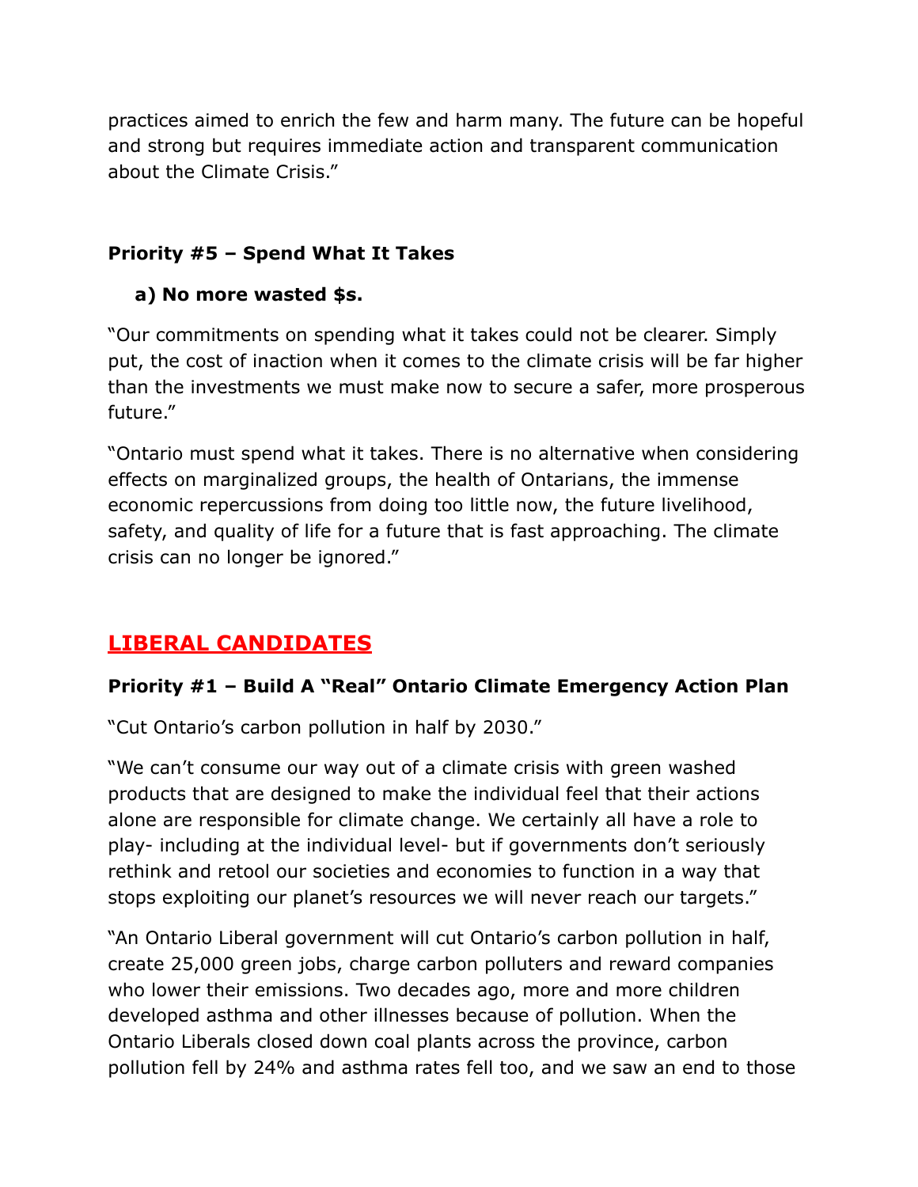practices aimed to enrich the few and harm many. The future can be hopeful and strong but requires immediate action and transparent communication about the Climate Crisis."

### Priority #5 – Spend What It Takes

**a) No more wasted $s.**

"Our commitments on spending what it takes could not be clearer. Simply put, the cost of inaction when it comes to the climate crisis will be far higher than the investments we must make now to secure a safer, more prosperous future."

"Ontario must spend what it takes. There is no alternative when considering effects on marginalized groups, the health of Ontarians, the immense economic repercussions from doing too little now, the future livelihood, safety, and quality of life for a future that is fast approaching. The climate crisis can no longer be ignored."

## LIBERAL CANDIDATES

### Priority #1 – Build A "Real" Ontario Climate Emergency Action Plan

"Cut Ontario's carbon pollution in half by 2030."

"We can't consume our way out of a climate crisis with green washed products that are designed to make the individual feel that their actions alone are responsible for climate change. We certainly all have a role to play- including at the individual level- but if governments don't seriously rethink and retool our societies and economies to function in a way that stops exploiting our planet's resources we will never reach our targets."

"An Ontario Liberal government will cut Ontario's carbon pollution in half, create 25,000 green jobs, charge carbon polluters and reward companies who lower their emissions. Two decades ago, more and more children developed asthma and other illnesses because of pollution. When the Ontario Liberals closed down coal plants across the province, carbon pollution fell by 24% and asthma rates fell too, and we saw an end to those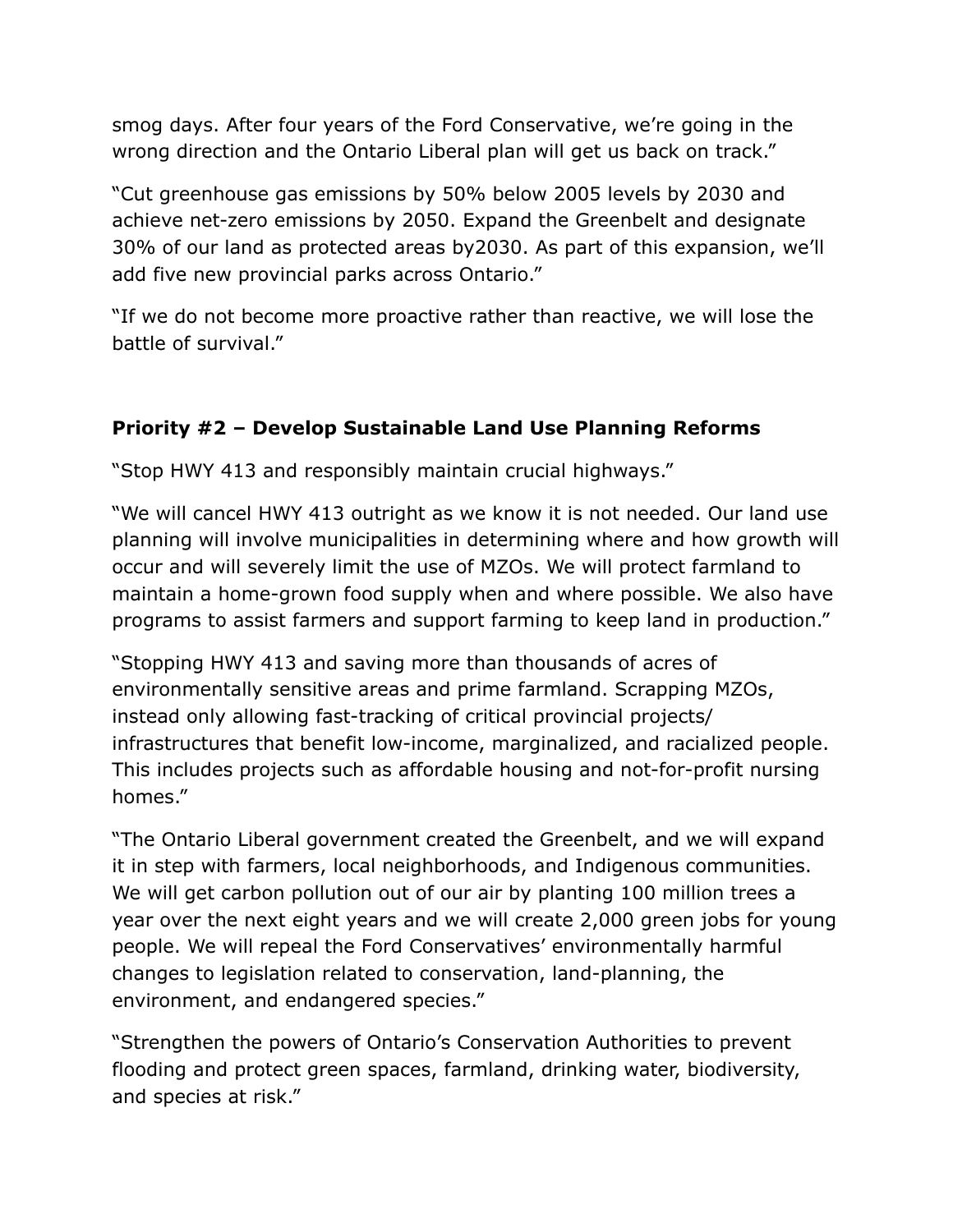smog days. After four years of the Ford Conservative, we're going in the wrong direction and the Ontario Liberal plan will get us back on track."

"Cut greenhouse gas emissions by 50% below 2005 levels by 2030 and achieve net-zero emissions by 2050. Expand the Greenbelt and designate 30% of our land as protected areas by2030. As part of this expansion, we'll add five new provincial parks across Ontario."

"If we do not become more proactive rather than reactive, we will lose the battle of survival."

**Priority #2 – Develop Sustainable Land Use Planning Reforms**

"Stop HWY 413 and responsibly maintain crucial highways."

"We will cancel HWY 413 outright as we know it is not needed. Our land use planning will involve municipalities in determining where and how growth will occur and will severely limit the use of MZOs. We will protect farmland to maintain a home-grown food supply when and where possible. We also have programs to assist farmers and support farming to keep land in production."

"Stopping HWY 413 and saving more than thousands of acres of environmentally sensitive areas and prime farmland. Scrapping MZOs, instead only allowing fast-tracking of critical provincial projects/ infrastructures that benefit low-income, marginalized, and racialized people. This includes projects such as affordable housing and not-for-profit nursing homes."

"The Ontario Liberal government created the Greenbelt, and we will expand it in step with farmers, local neighborhoods, and Indigenous communities. We will get carbon pollution out of our air by planting 100 million trees a year over the next eight years and we will create 2,000 green jobs for young people. We will repeal the Ford Conservatives' environmentally harmful changes to legislation related to conservation, land-planning, the environment, and endangered species."

"Strengthen the powers of Ontario's Conservation Authorities to prevent flooding and protect green spaces, farmland, drinking water, biodiversity, and species at risk."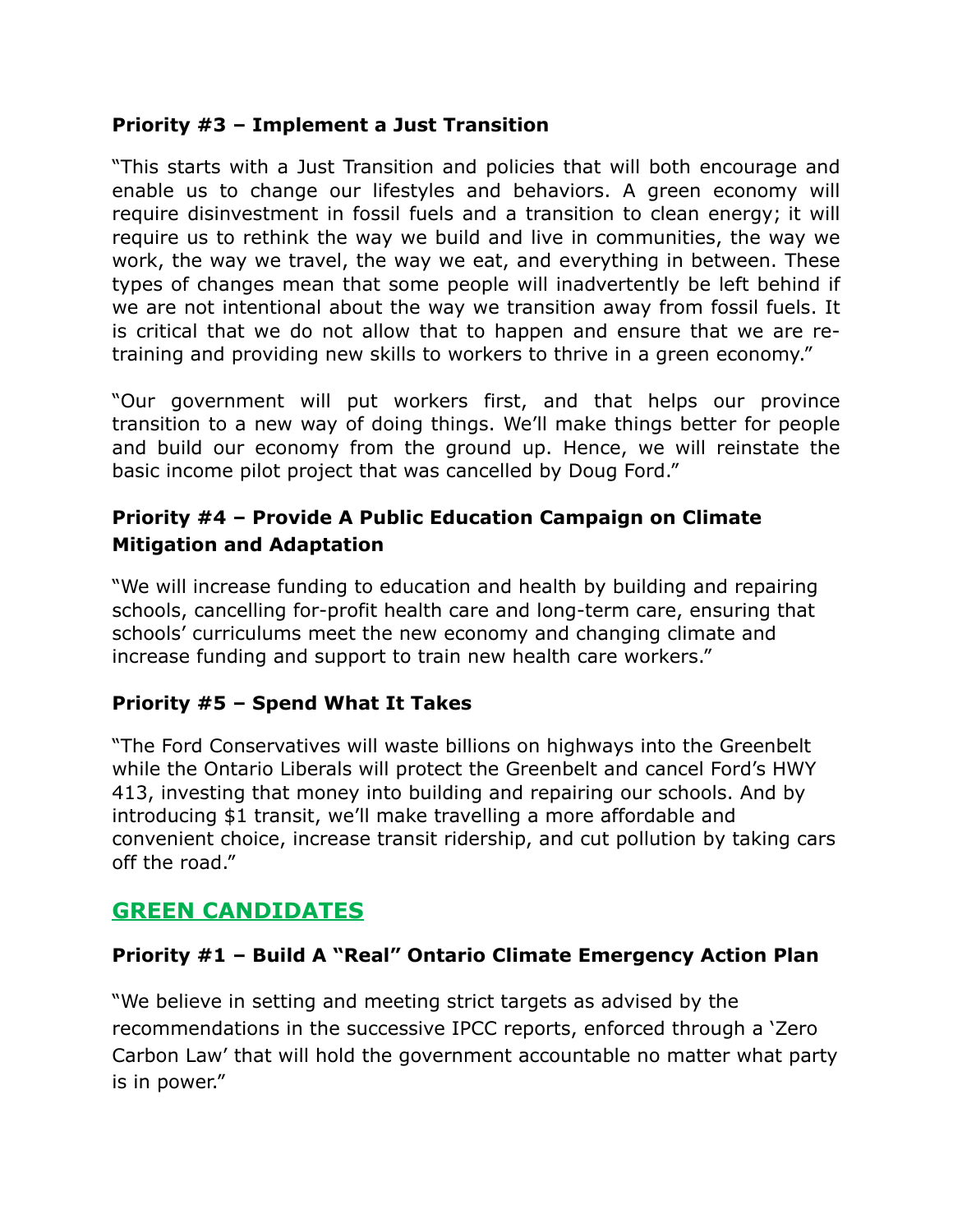### Priority #3 – Implement a Just Transition

"This starts with a Just Transition and policies that will both encourage and enable us to change our lifestyles and behaviors. A green economy will require disinvestment in fossil fuels and a transition to clean energy; it will require us to rethink the way we build and live in communities, the way we work, the way we travel, the way we eat, and everything in between. These types of changes mean that some people will inadvertently be left behind if we are not intentional about the way we transition away from fossil fuels. It is critical that we do not allow that to happen and ensure that we are re-training and providing new skills to workers to thrive in a green economy."

"Our government will put workers first, and that helps our province transition to a new way of doing things. We'll make things better for people and build our economy from the ground up. Hence, we will reinstate the basic income pilot project that was cancelled by Doug Ford."

### Priority #4 – Provide A Public Education Campaign on Climate Mitigation and Adaptation

"We will increase funding to education and health by building and repairing schools, cancelling for-profit health care and long-term care, ensuring that schools' curriculums meet the new economy and changing climate and increase funding and support to train new health care workers."

### Priority #5 – Spend What It Takes

"The Ford Conservatives will waste billions on highways into the Greenbelt while the Ontario Liberals will protect the Greenbelt and cancel Ford's HWY 413, investing that money into building and repairing our schools. And by introducing $1 transit, we'll make travelling a more affordable and convenient choice, increase transit ridership, and cut pollution by taking cars off the road."

## GREEN CANDIDATES

### Priority #1 – Build A "Real" Ontario Climate Emergency Action Plan

"We believe in setting and meeting strict targets as advised by the recommendations in the successive IPCC reports, enforced through a 'Zero Carbon Law' that will hold the government accountable no matter what party is in power."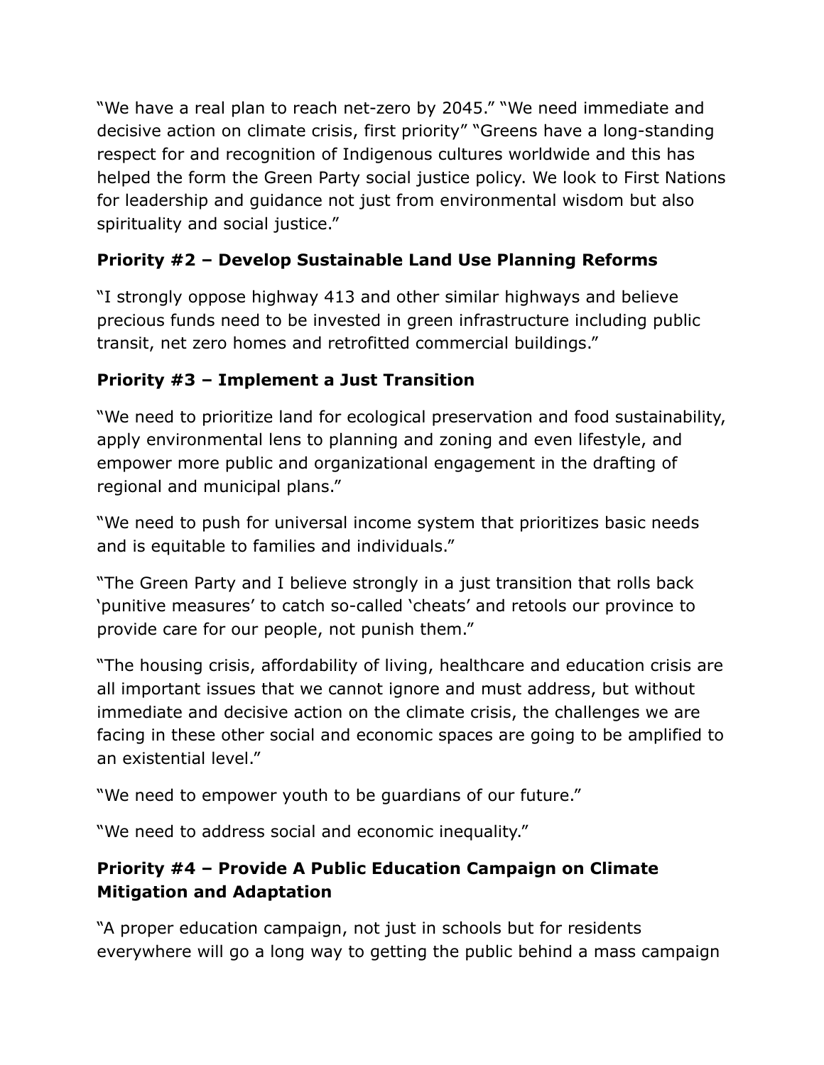"We have a real plan to reach net-zero by 2045." "We need immediate and decisive action on climate crisis, first priority" "Greens have a long-standing respect for and recognition of Indigenous cultures worldwide and this has helped the form the Green Party social justice policy. We look to First Nations for leadership and guidance not just from environmental wisdom but also spirituality and social justice."

### Priority #2 – Develop Sustainable Land Use Planning Reforms

"I strongly oppose highway 413 and other similar highways and believe precious funds need to be invested in green infrastructure including public transit, net zero homes and retrofitted commercial buildings."

### Priority #3 – Implement a Just Transition

"We need to prioritize land for ecological preservation and food sustainability, apply environmental lens to planning and zoning and even lifestyle, and empower more public and organizational engagement in the drafting of regional and municipal plans."

"We need to push for universal income system that prioritizes basic needs and is equitable to families and individuals."

"The Green Party and I believe strongly in a just transition that rolls back 'punitive measures' to catch so-called 'cheats' and retools our province to provide care for our people, not punish them."

"The housing crisis, affordability of living, healthcare and education crisis are all important issues that we cannot ignore and must address, but without immediate and decisive action on the climate crisis, the challenges we are facing in these other social and economic spaces are going to be amplified to an existential level."

"We need to empower youth to be guardians of our future."

"We need to address social and economic inequality."

### Priority #4 – Provide A Public Education Campaign on Climate Mitigation and Adaptation

"A proper education campaign, not just in schools but for residents everywhere will go a long way to getting the public behind a mass campaign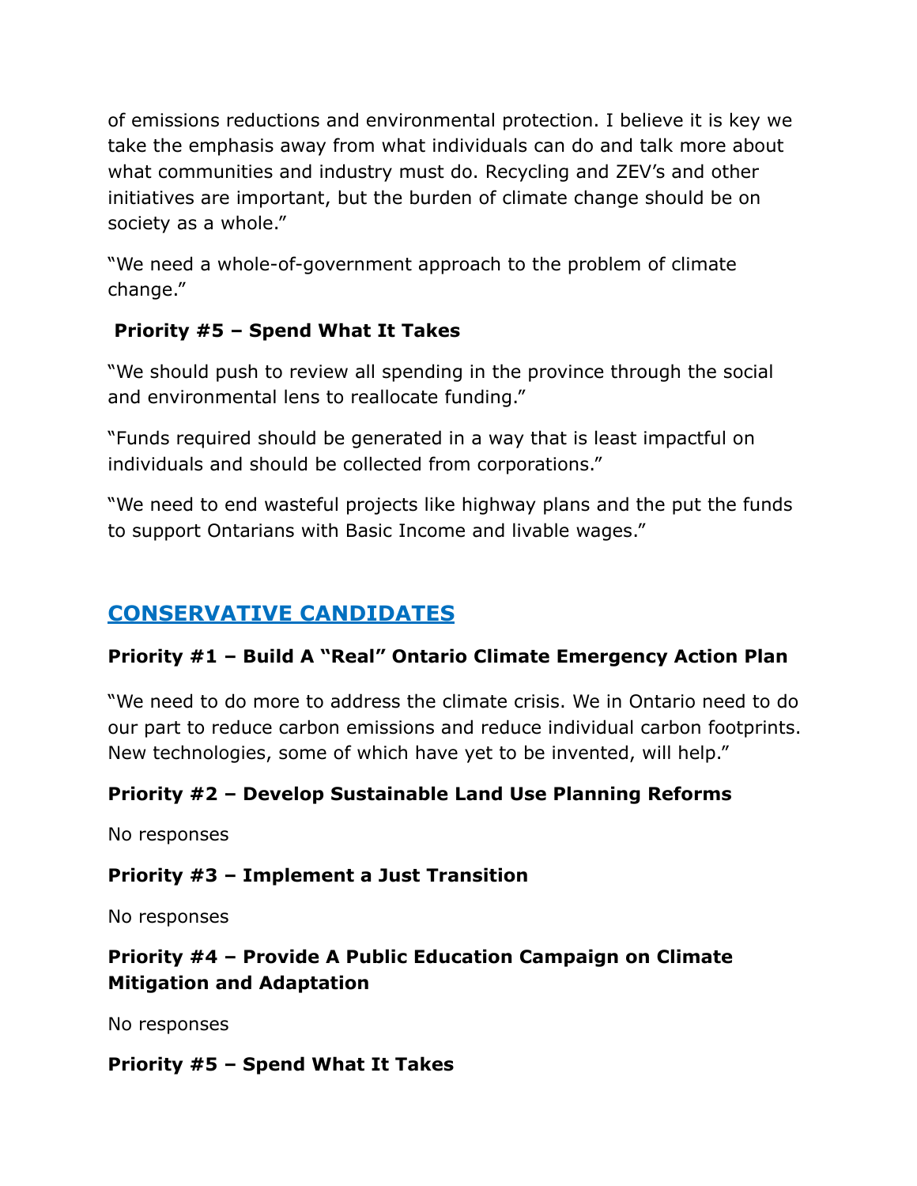of emissions reductions and environmental protection. I believe it is key we take the emphasis away from what individuals can do and talk more about what communities and industry must do. Recycling and ZEV's and other initiatives are important, but the burden of climate change should be on society as a whole."

"We need a whole-of-government approach to the problem of climate change."

**Priority #5 – Spend What It Takes**

"We should push to review all spending in the province through the social and environmental lens to reallocate funding."

"Funds required should be generated in a way that is least impactful on individuals and should be collected from corporations."

"We need to end wasteful projects like highway plans and the put the funds to support Ontarians with Basic Income and livable wages."

## CONSERVATIVE CANDIDATES

**Priority #1 – Build A "Real" Ontario Climate Emergency Action Plan**

"We need to do more to address the climate crisis. We in Ontario need to do our part to reduce carbon emissions and reduce individual carbon footprints. New technologies, some of which have yet to be invented, will help."

**Priority #2 – Develop Sustainable Land Use Planning Reforms**

No responses

**Priority #3 – Implement a Just Transition**

No responses

**Priority #4 – Provide A Public Education Campaign on Climate Mitigation and Adaptation**

No responses

**Priority #5 – Spend What It Takes**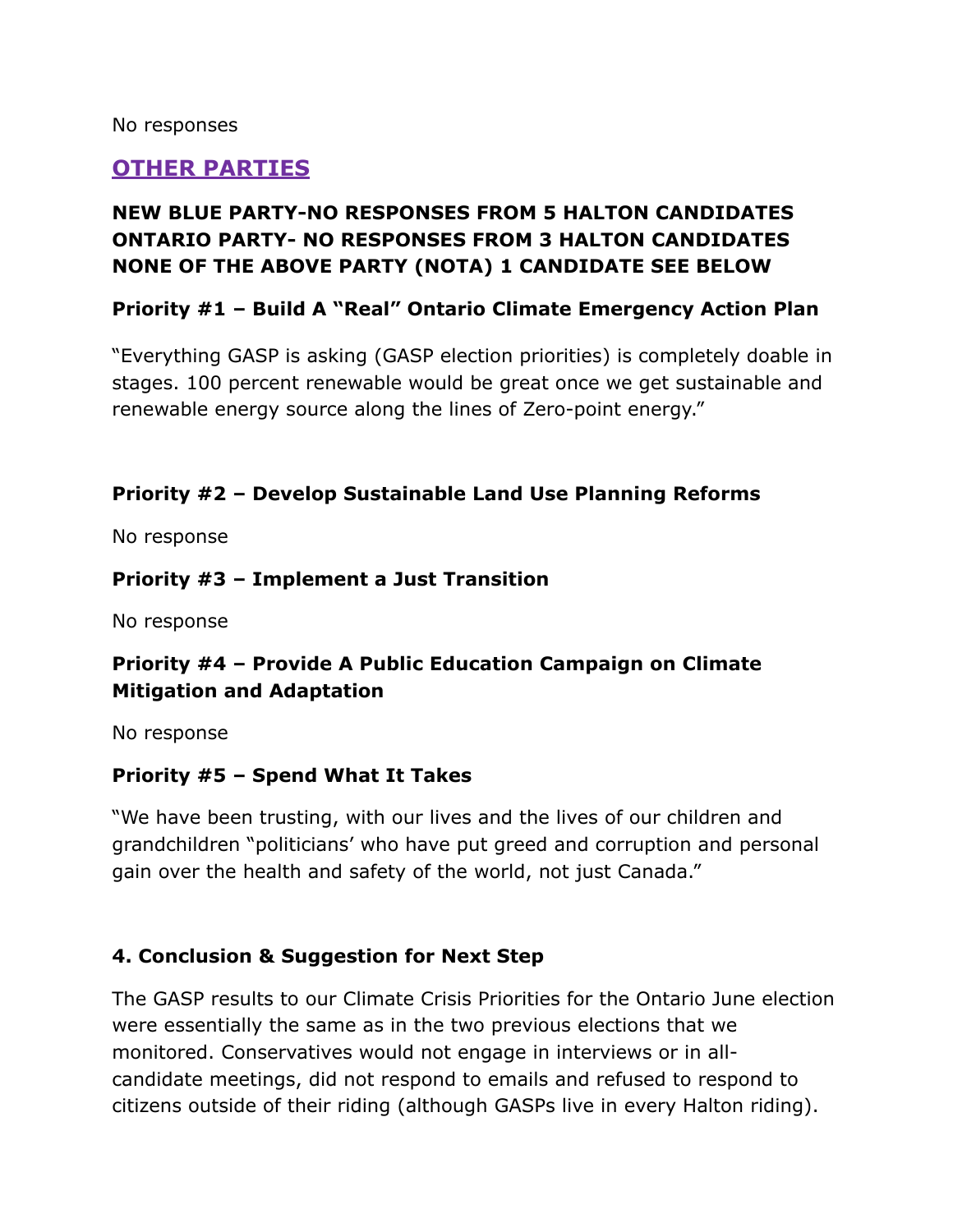No responses

## OTHER PARTIES

**NEW BLUE PARTY-NO RESPONSES FROM 5 HALTON CANDIDATES**
**ONTARIO PARTY- NO RESPONSES FROM 3 HALTON CANDIDATES**
**NONE OF THE ABOVE PARTY (NOTA) 1 CANDIDATE SEE BELOW**

**Priority #1 – Build A "Real" Ontario Climate Emergency Action Plan**

"Everything GASP is asking (GASP election priorities) is completely doable in stages. 100 percent renewable would be great once we get sustainable and renewable energy source along the lines of Zero-point energy."

**Priority #2 – Develop Sustainable Land Use Planning Reforms**

No response

**Priority #3 – Implement a Just Transition**

No response

**Priority #4 – Provide A Public Education Campaign on Climate Mitigation and Adaptation**

No response

**Priority #5 – Spend What It Takes**

"We have been trusting, with our lives and the lives of our children and grandchildren "politicians' who have put greed and corruption and personal gain over the health and safety of the world, not just Canada."

### 4. Conclusion & Suggestion for Next Step

The GASP results to our Climate Crisis Priorities for the Ontario June election were essentially the same as in the two previous elections that we monitored. Conservatives would not engage in interviews or in all-candidate meetings, did not respond to emails and refused to respond to citizens outside of their riding (although GASPs live in every Halton riding).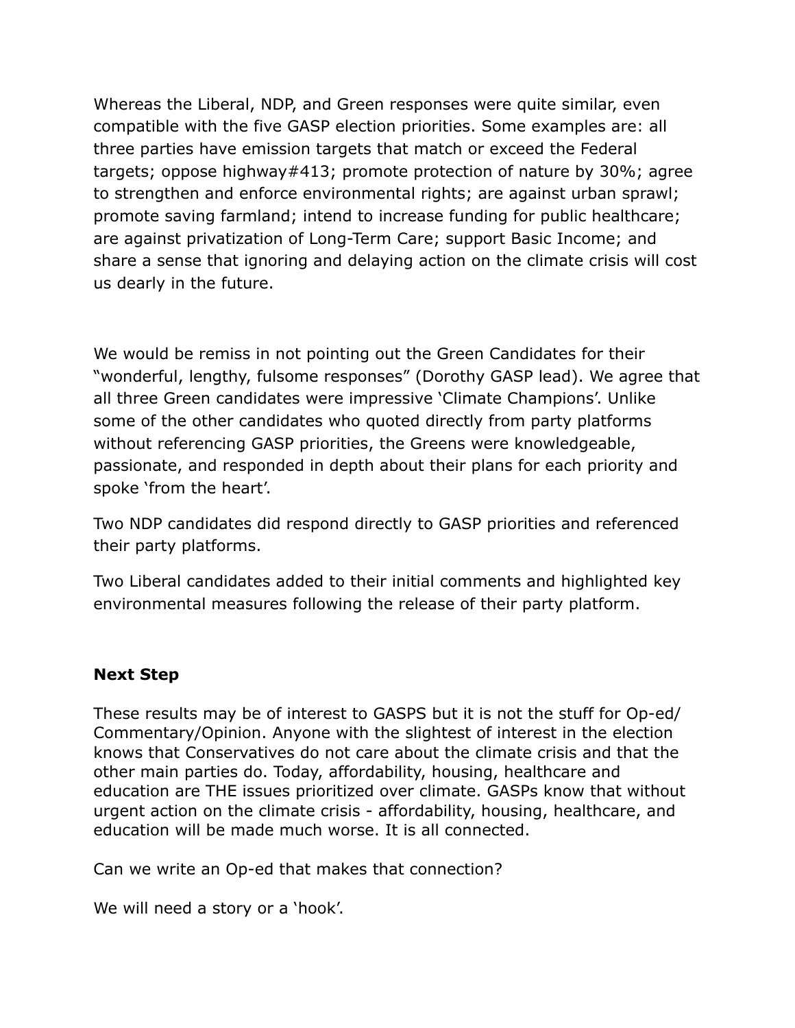Whereas the Liberal, NDP, and Green responses were quite similar, even compatible with the five GASP election priorities. Some examples are: all three parties have emission targets that match or exceed the Federal targets; oppose highway#413; promote protection of nature by 30%; agree to strengthen and enforce environmental rights; are against urban sprawl; promote saving farmland; intend to increase funding for public healthcare; are against privatization of Long-Term Care; support Basic Income; and share a sense that ignoring and delaying action on the climate crisis will cost us dearly in the future.

We would be remiss in not pointing out the Green Candidates for their "wonderful, lengthy, fulsome responses" (Dorothy GASP lead). We agree that all three Green candidates were impressive 'Climate Champions'. Unlike some of the other candidates who quoted directly from party platforms without referencing GASP priorities, the Greens were knowledgeable, passionate, and responded in depth about their plans for each priority and spoke 'from the heart'.

Two NDP candidates did respond directly to GASP priorities and referenced their party platforms.

Two Liberal candidates added to their initial comments and highlighted key environmental measures following the release of their party platform.

**Next Step**

These results may be of interest to GASPS but it is not the stuff for Op-ed/ Commentary/Opinion. Anyone with the slightest of interest in the election knows that Conservatives do not care about the climate crisis and that the other main parties do. Today, affordability, housing, healthcare and education are THE issues prioritized over climate. GASPs know that without urgent action on the climate crisis - affordability, housing, healthcare, and education will be made much worse. It is all connected.

Can we write an Op-ed that makes that connection?

We will need a story or a 'hook'.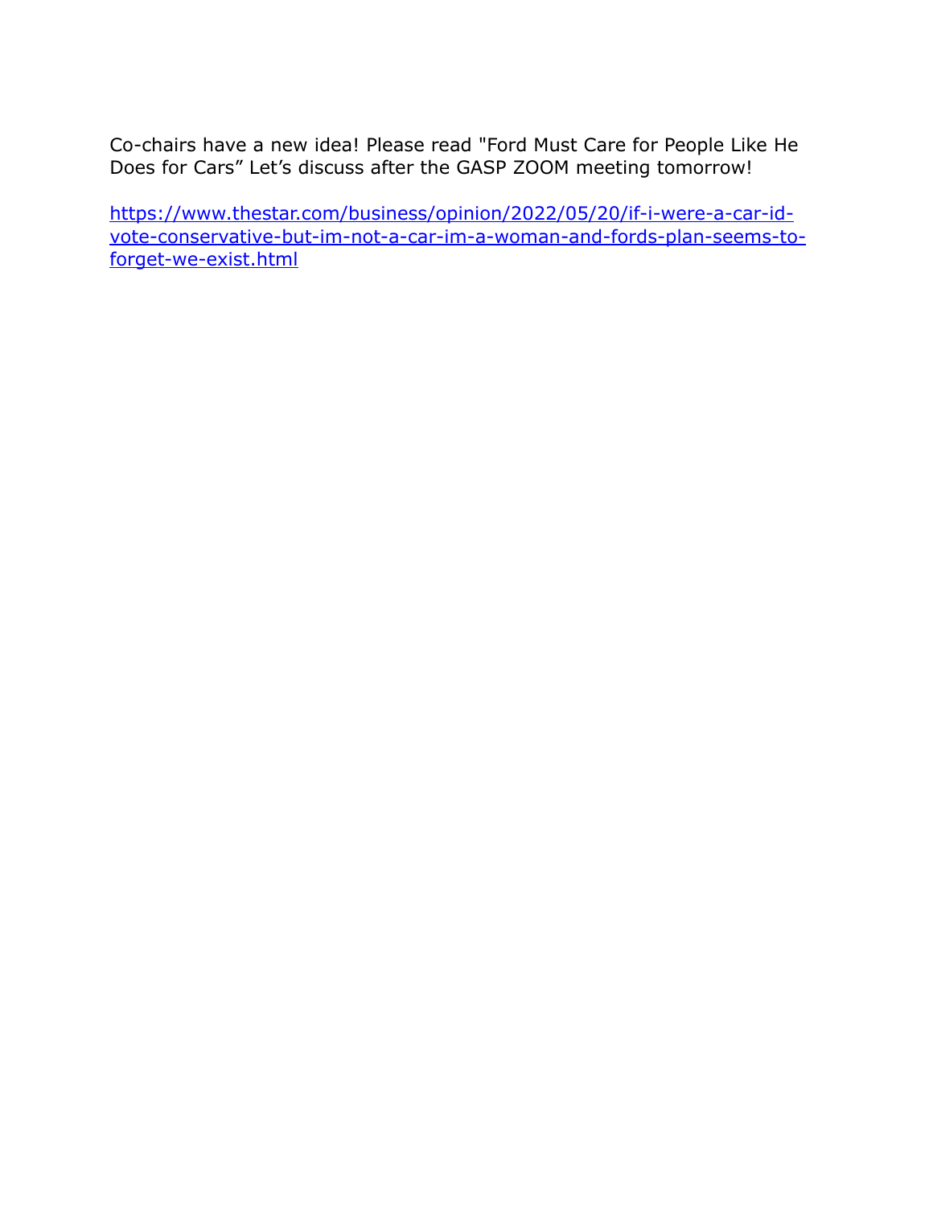Co-chairs have a new idea! Please read "Ford Must Care for People Like He Does for Cars” Let’s discuss after the GASP ZOOM meeting tomorrow!

https://www.thestar.com/business/opinion/2022/05/20/if-i-were-a-car-id-vote-conservative-but-im-not-a-car-im-a-woman-and-fords-plan-seems-to-forget-we-exist.html